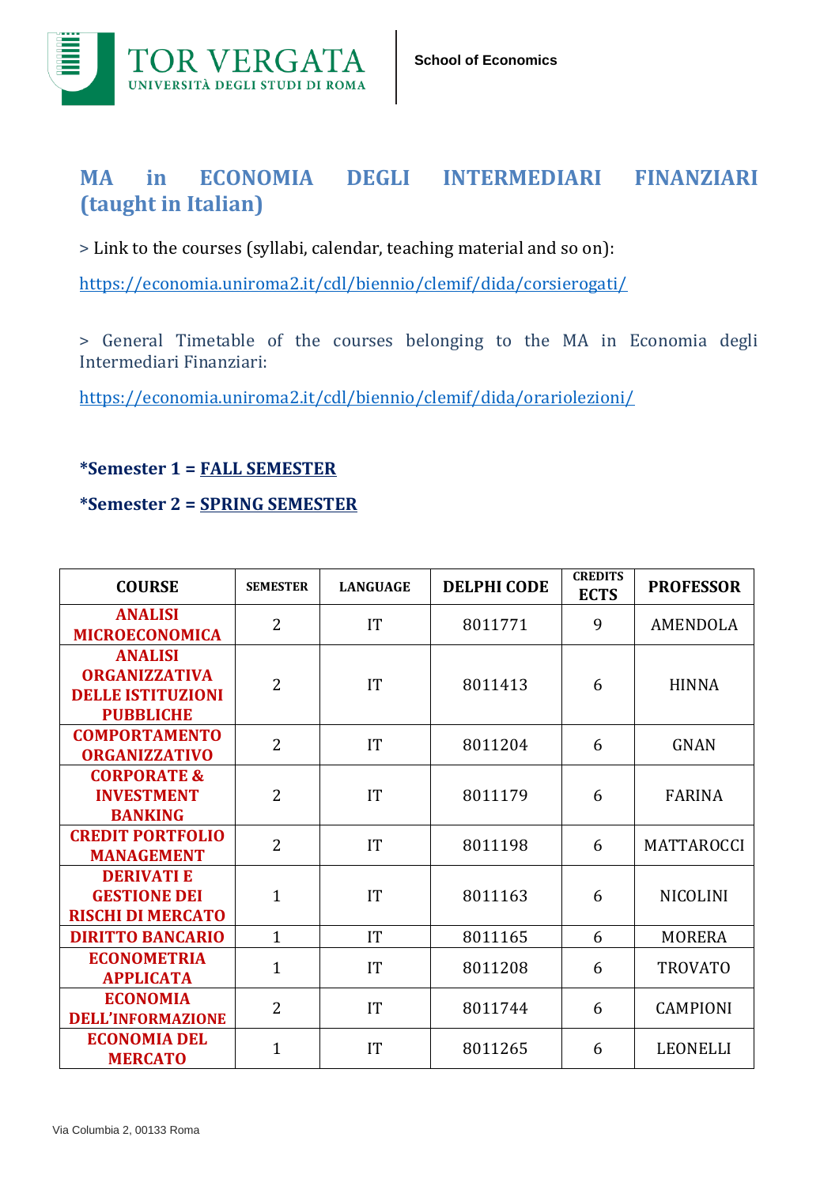School of Economics

# MA in ECONOMIA DEGLI INTERMEDIARI FINANZIARI (taught in Italian)

> Link to the courses (syllabi, calendar, teaching material and so on):

https://economia.uniroma2.it/cdl/biennio/clemif/dida/corsierogati/

> General Timetable of the courses belonging to the MA in Economia degli Intermediari Finanziari:

https://economia.uniroma2.it/cdl/biennio/clemif/dida/orariolezioni/

**\*Semester 1 = FALL SEMESTER**

**\*Semester 2 = SPRING SEMESTER**

| COURSE | SEMESTER | LANGUAGE | DELPHI CODE | CREDITS ECTS | PROFESSOR |
|---|---|---|---|---|---|
| ANALISI MICROECONOMICA | 2 | IT | 8011771 | 9 | AMENDOLA |
| ANALISI ORGANIZZATIVA DELLE ISTITUZIONI PUBBLICHE | 2 | IT | 8011413 | 6 | HINNA |
| COMPORTAMENTO ORGANIZZATIVO | 2 | IT | 8011204 | 6 | GNAN |
| CORPORATE & INVESTMENT BANKING | 2 | IT | 8011179 | 6 | FARINA |
| CREDIT PORTFOLIO MANAGEMENT | 2 | IT | 8011198 | 6 | MATTAROCCI |
| DERIVATI E GESTIONE DEI RISCHI DI MERCATO | 1 | IT | 8011163 | 6 | NICOLINI |
| DIRITTO BANCARIO | 1 | IT | 8011165 | 6 | MORERA |
| ECONOMETRIA APPLICATA | 1 | IT | 8011208 | 6 | TROVATO |
| ECONOMIA DELL'INFORMAZIONE | 2 | IT | 8011744 | 6 | CAMPIONI |
| ECONOMIA DEL MERCATO | 1 | IT | 8011265 | 6 | LEONELLI |

Via Columbia 2, 00133 Roma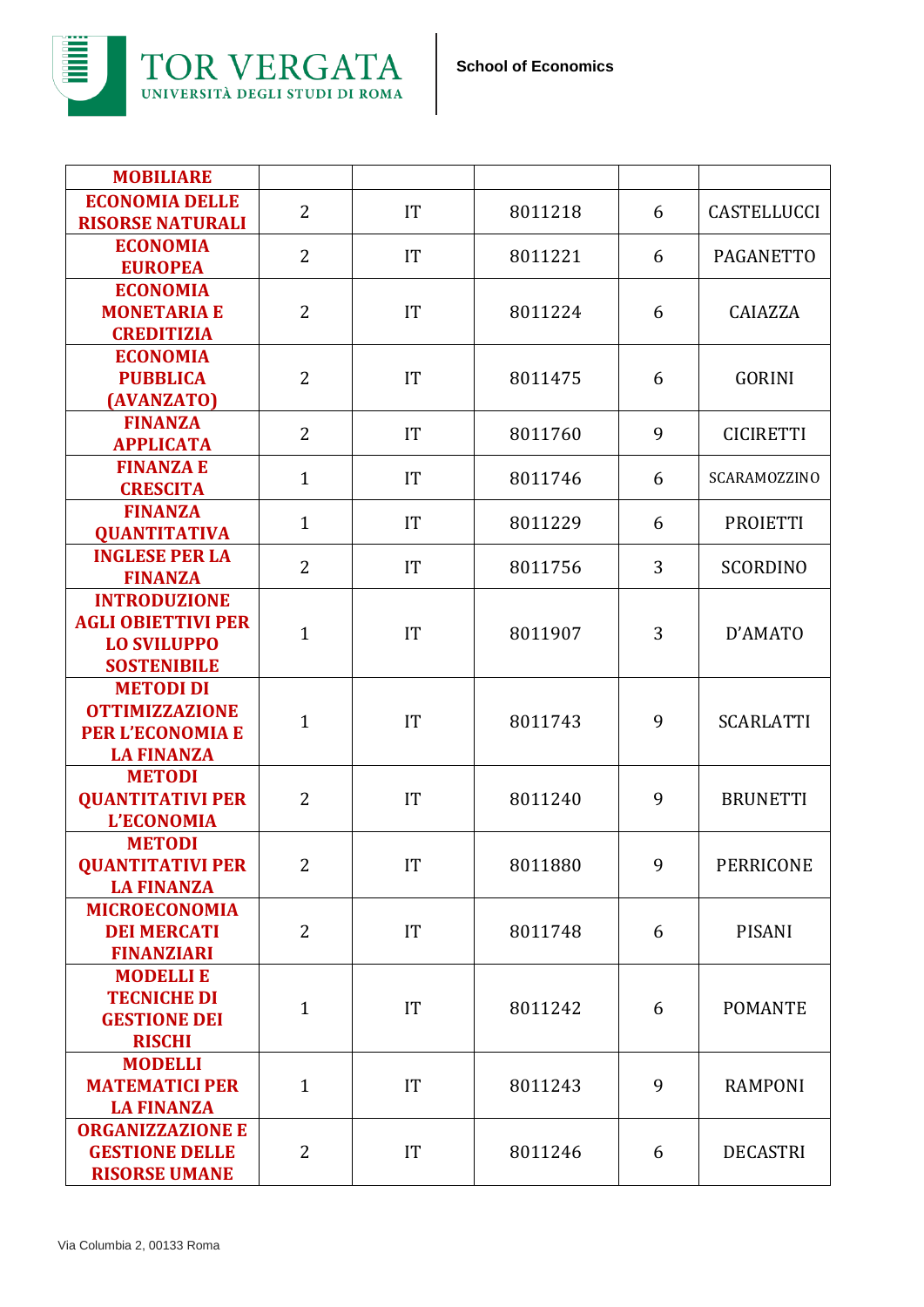| MOBILIARE | | | | | |
|---|---|---|---|---|---|
| **ECONOMIA DELLE RISORSE NATURALI** | 2 | IT | 8011218 | 6 | CASTELLUCCI |
| **ECONOMIA EUROPEA** | 2 | IT | 8011221 | 6 | PAGANETTO |
| **ECONOMIA MONETARIA E CREDITIZIA** | 2 | IT | 8011224 | 6 | CAIAZZA |
| **ECONOMIA PUBBLICA (AVANZATO)** | 2 | IT | 8011475 | 6 | GORINI |
| **FINANZA APPLICATA** | 2 | IT | 8011760 | 9 | CICIRETTI |
| **FINANZA E CRESCITA** | 1 | IT | 8011746 | 6 | SCARAMOZZINO |
| **FINANZA QUANTITATIVA** | 1 | IT | 8011229 | 6 | PROIETTI |
| **INGLESE PER LA FINANZA** | 2 | IT | 8011756 | 3 | SCORDINO |
| **INTRODUZIONE AGLI OBIETTIVI PER LO SVILUPPO SOSTENIBILE** | 1 | IT | 8011907 | 3 | D'AMATO |
| **METODI DI OTTIMIZZAZIONE PER L'ECONOMIA E LA FINANZA** | 1 | IT | 8011743 | 9 | SCARLATTI |
| **METODI QUANTITATIVI PER L'ECONOMIA** | 2 | IT | 8011240 | 9 | BRUNETTI |
| **METODI QUANTITATIVI PER LA FINANZA** | 2 | IT | 8011880 | 9 | PERRICONE |
| **MICROECONOMIA DEI MERCATI FINANZIARI** | 2 | IT | 8011748 | 6 | PISANI |
| **MODELLI E TECNICHE DI GESTIONE DEI RISCHI** | 1 | IT | 8011242 | 6 | POMANTE |
| **MODELLI MATEMATICI PER LA FINANZA** | 1 | IT | 8011243 | 9 | RAMPONI |
| **ORGANIZZAZIONE E GESTIONE DELLE RISORSE UMANE** | 2 | IT | 8011246 | 6 | DECASTRI |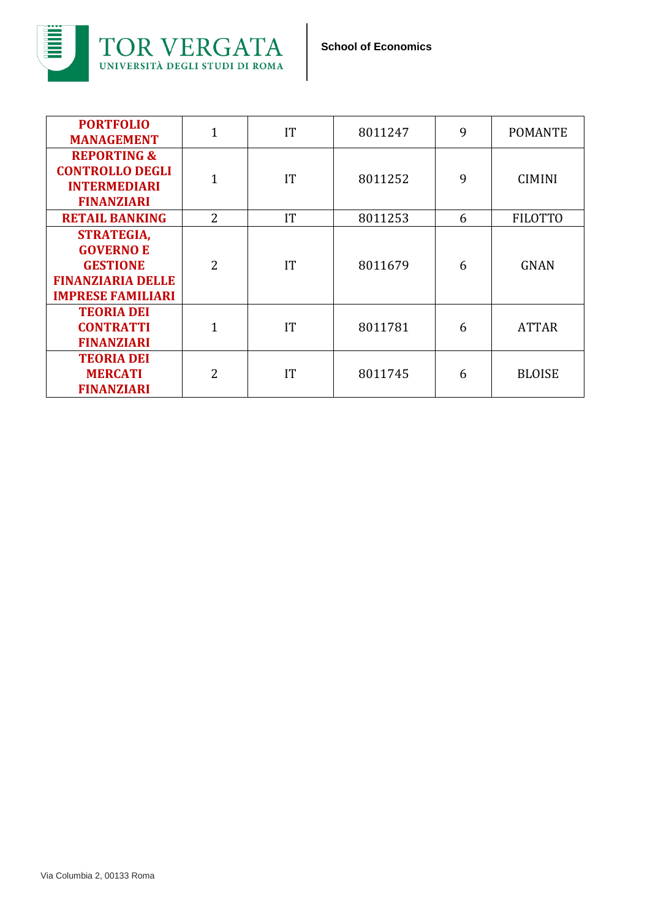| | | | | | |
|---|---|---|---|---|---|
| **PORTFOLIO MANAGEMENT** | 1 | IT | 8011247 | 9 | POMANTE |
| **REPORTING & CONTROLLO DEGLI INTERMEDIARI FINANZIARI** | 1 | IT | 8011252 | 9 | CIMINI |
| **RETAIL BANKING** | 2 | IT | 8011253 | 6 | FILOTTO |
| **STRATEGIA, GOVERNO E GESTIONE FINANZIARIA DELLE IMPRESE FAMILIARI** | 2 | IT | 8011679 | 6 | GNAN |
| **TEORIA DEI CONTRATTI FINANZIARI** | 1 | IT | 8011781 | 6 | ATTAR |
| **TEORIA DEI MERCATI FINANZIARI** | 2 | IT | 8011745 | 6 | BLOISE |